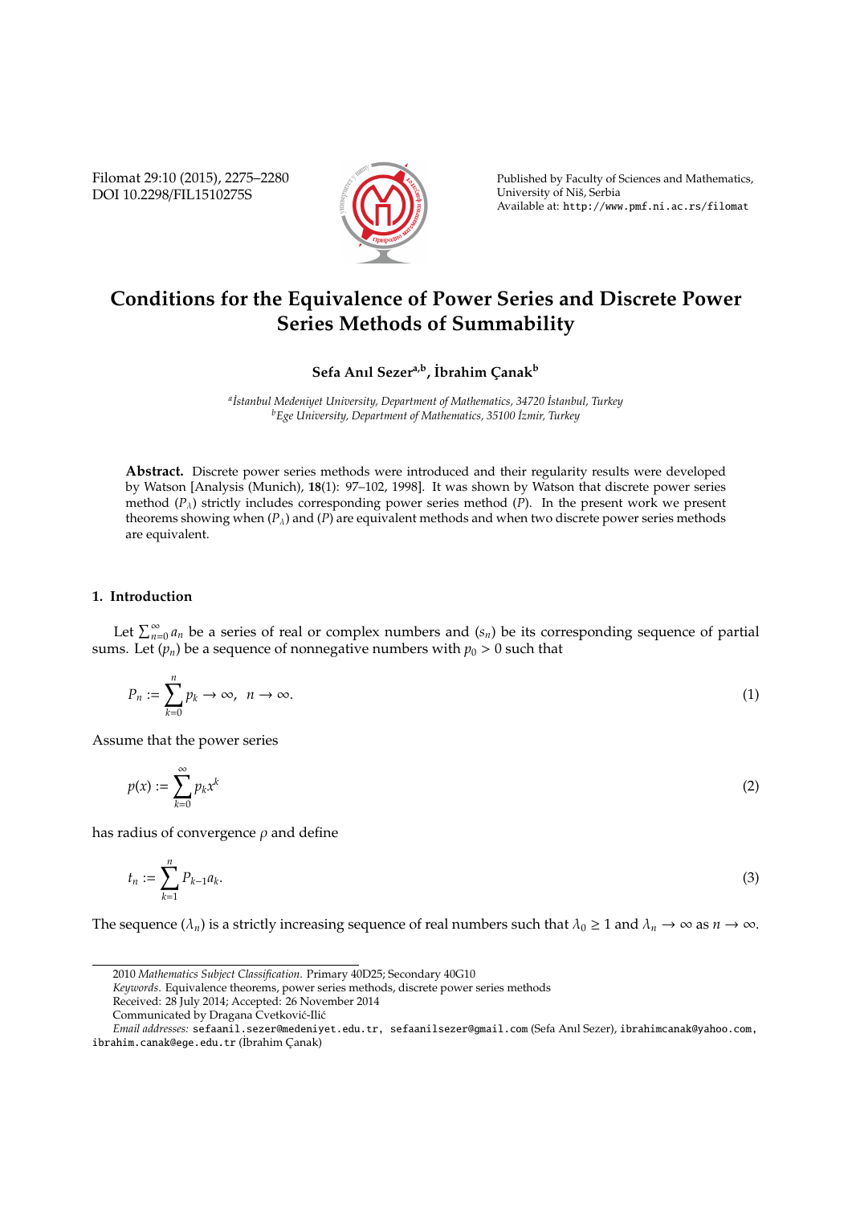# Conditions for the Equivalence of Power Series and Discrete Power Series Methods of Summability

**Sefa Anıl Sezer[a,b], İbrahim Çanak[b]**

[a]*İstanbul Medeniyet University, Department of Mathematics, 34720 İstanbul, Turkey*
[b]*Ege University, Department of Mathematics, 35100 İzmir, Turkey*

**Abstract.** Discrete power series methods were introduced and their regularity results were developed by Watson [Analysis (Munich), **18**(1): 97–102, 1998]. It was shown by Watson that discrete power series method $(P_\lambda)$ strictly includes corresponding power series method $(P)$. In the present work we present theorems showing when $(P_\lambda)$ and $(P)$ are equivalent methods and when two discrete power series methods are equivalent.

## 1. Introduction

Let $\sum_{n=0}^{\infty} a_n$ be a series of real or complex numbers and $(s_n)$ be its corresponding sequence of partial sums. Let $(p_n)$ be a sequence of nonnegative numbers with $p_0 > 0$ such that

$$P_n := \sum_{k=0}^{n} p_k \to \infty, \;\; n \to \infty. \tag{1}$$

Assume that the power series

$$p(x) := \sum_{k=0}^{\infty} p_k x^k \tag{2}$$

has radius of convergence $\rho$ and define

$$t_n := \sum_{k=1}^{n} P_{k-1} a_k. \tag{3}$$

The sequence $(\lambda_n)$ is a strictly increasing sequence of real numbers such that $\lambda_0 \geq 1$ and $\lambda_n \to \infty$ as $n \to \infty$.

---

2010 *Mathematics Subject Classification*. Primary 40D25; Secondary 40G10

*Keywords*. Equivalence theorems, power series methods, discrete power series methods

Received: 28 July 2014; Accepted: 26 November 2014

Communicated by Dragana Cvetković-Ilić

*Email addresses:* sefaanil.sezer@medeniyet.edu.tr, sefaanilsezer@gmail.com (Sefa Anıl Sezer), ibrahimcanak@yahoo.com, ibrahim.canak@ege.edu.tr (İbrahim Çanak)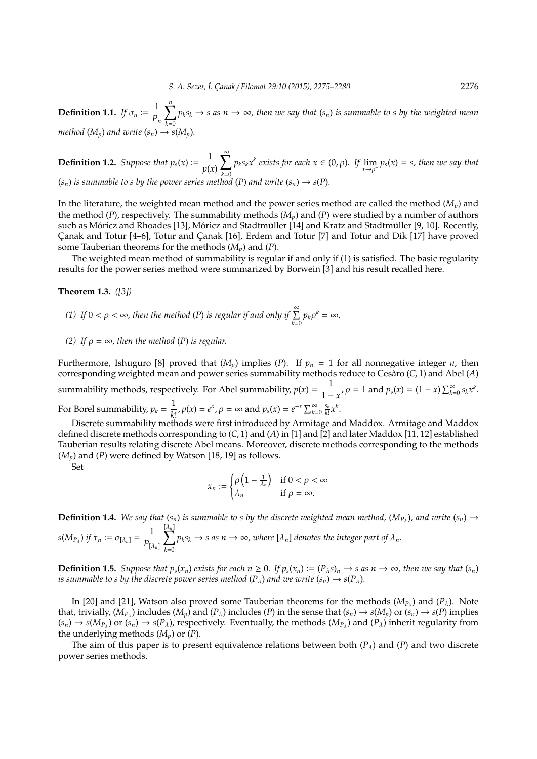**Definition 1.1.** *If* $\sigma_n := \dfrac{1}{P_n}\displaystyle\sum_{k=0}^{n} p_k s_k \to s$ *as* $n \to \infty$*, then we say that* $(s_n)$ *is summable to* $s$ *by the weighted mean method* $(M_p)$ *and write* $(s_n) \to s(M_p)$.

**Definition 1.2.** *Suppose that* $p_s(x) := \dfrac{1}{p(x)}\displaystyle\sum_{k=0}^{\infty} p_k s_k x^k$ *exists for each* $x \in (0, \rho)$*. If* $\lim_{x\to\rho^-} p_s(x) = s$*, then we say that* $(s_n)$ *is summable to* $s$ *by the power series method* $(P)$ *and write* $(s_n) \to s(P)$.

In the literature, the weighted mean method and the power series method are called the method $(M_p)$ and the method $(P)$, respectively. The summability methods $(M_p)$ and $(P)$ were studied by a number of authors such as Móricz and Rhoades [13], Móricz and Stadtmüller [14] and Kratz and Stadtmüller [9, 10]. Recently, Çanak and Totur [4–6], Totur and Çanak [16], Erdem and Totur [7] and Totur and Dik [17] have proved some Tauberian theorems for the methods $(M_p)$ and $(P)$.

The weighted mean method of summability is regular if and only if (1) is satisfied. The basic regularity results for the power series method were summarized by Borwein [3] and his result recalled here.

**Theorem 1.3.** *([3])*

*(1) If* $0 < \rho < \infty$*, then the method* $(P)$ *is regular if and only if* $\sum_{k=0}^{\infty} p_k \rho^k = \infty$.

*(2) If* $\rho = \infty$*, then the method* $(P)$ *is regular.*

Furthermore, Ishuguro [8] proved that $(M_p)$ implies $(P)$. If $p_n = 1$ for all nonnegative integer $n$, then corresponding weighted mean and power series summability methods reduce to Cesàro $(C, 1)$ and Abel $(A)$ summability methods, respectively. For Abel summability, $p(x) = \dfrac{1}{1-x}$, $\rho = 1$ and $p_s(x) = (1-x)\sum_{k=0}^{\infty} s_k x^k$. For Borel summability, $p_k = \dfrac{1}{k!}$, $p(x) = e^x$, $\rho = \infty$ and $p_s(x) = e^{-x}\sum_{k=0}^{\infty} \frac{s_k}{k!} x^k$.

Discrete summability methods were first introduced by Armitage and Maddox. Armitage and Maddox defined discrete methods corresponding to $(C, 1)$ and $(A)$ in [1] and [2] and later Maddox [11, 12] established Tauberian results relating discrete Abel means. Moreover, discrete methods corresponding to the methods $(M_p)$ and $(P)$ were defined by Watson [18, 19] as follows.

Set

$$x_n := \begin{cases} \rho\left(1 - \frac{1}{\lambda_n}\right) & \text{if } 0 < \rho < \infty \\ \lambda_n & \text{if } \rho = \infty. \end{cases}$$

**Definition 1.4.** *We say that* $(s_n)$ *is summable to* $s$ *by the discrete weighted mean method,* $(M_{P_\lambda})$*, and write* $(s_n) \to s(M_{P_\lambda})$ *if* $\tau_n := \sigma_{[\lambda_n]} = \dfrac{1}{P_{[\lambda_n]}}\displaystyle\sum_{k=0}^{[\lambda_n]} p_k s_k \to s$ *as* $n \to \infty$*, where* $[\lambda_n]$ *denotes the integer part of* $\lambda_n$.

**Definition 1.5.** *Suppose that* $p_s(x_n)$ *exists for each* $n \geq 0$*. If* $p_s(x_n) := (P_\lambda s)_n \to s$ *as* $n \to \infty$*, then we say that* $(s_n)$ *is summable to* $s$ *by the discrete power series method* $(P_\lambda)$ *and we write* $(s_n) \to s(P_\lambda)$.

In [20] and [21], Watson also proved some Tauberian theorems for the methods $(M_{P_\lambda})$ and $(P_\lambda)$. Note that, trivially, $(M_{P_\lambda})$ includes $(M_p)$ and $(P_\lambda)$ includes $(P)$ in the sense that $(s_n) \to s(M_p)$ or $(s_n) \to s(P)$ implies $(s_n) \to s(M_{P_\lambda})$ or $(s_n) \to s(P_\lambda)$, respectively. Eventually, the methods $(M_{P_\lambda})$ and $(P_\lambda)$ inherit regularity from the underlying methods $(M_p)$ or $(P)$.

The aim of this paper is to present equivalence relations between both $(P_\lambda)$ and $(P)$ and two discrete power series methods.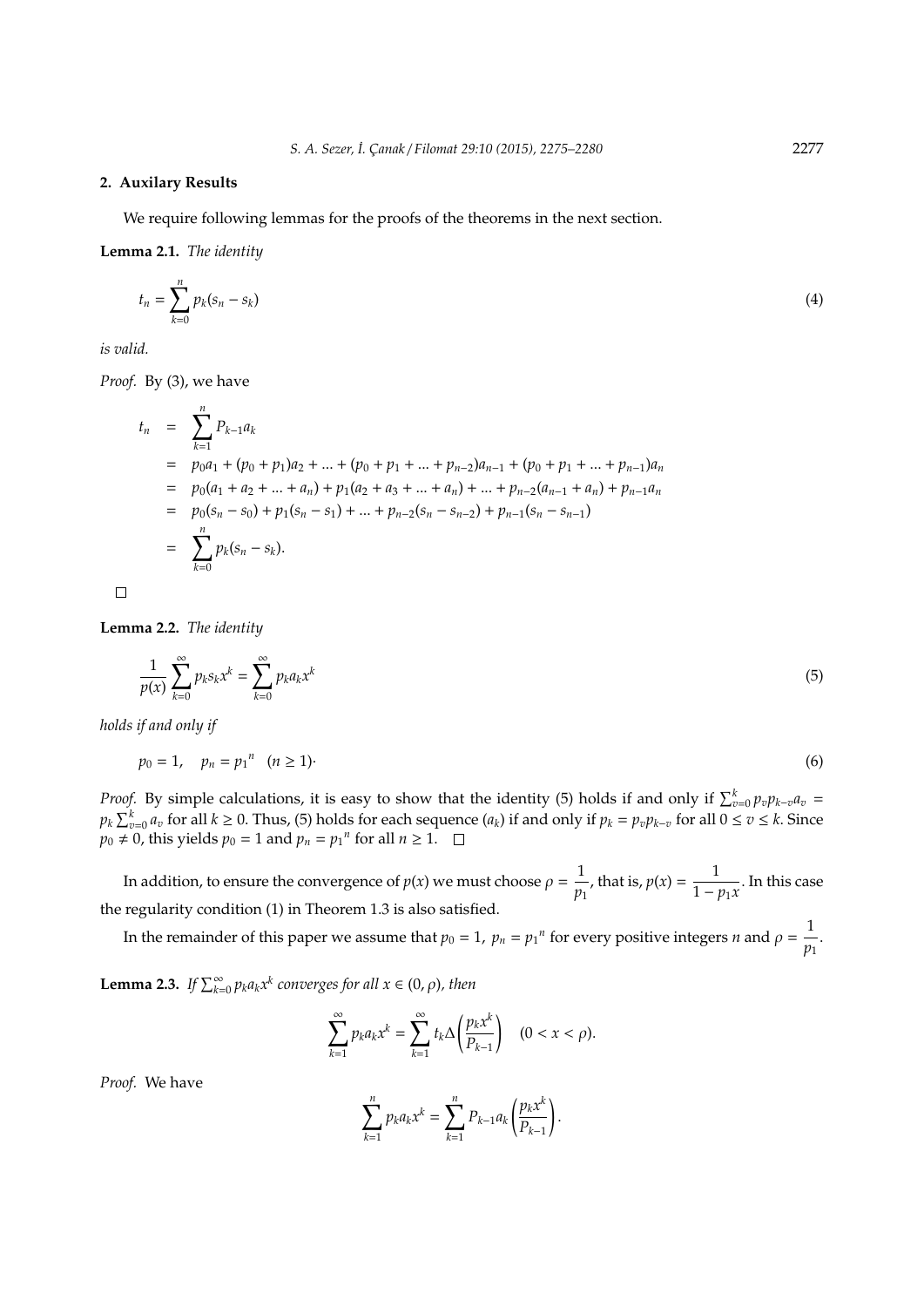## 2. Auxilary Results

We require following lemmas for the proofs of the theorems in the next section.

**Lemma 2.1.** *The identity*

$$t_n = \sum_{k=0}^{n} p_k(s_n - s_k) \tag{4}$$

*is valid.*

*Proof.* By (3), we have

$$\begin{aligned}
t_n &= \sum_{k=1}^{n} P_{k-1}a_k \\
&= p_0a_1 + (p_0 + p_1)a_2 + ... + (p_0 + p_1 + ... + p_{n-2})a_{n-1} + (p_0 + p_1 + ... + p_{n-1})a_n \\
&= p_0(a_1 + a_2 + ... + a_n) + p_1(a_2 + a_3 + ... + a_n) + ... + p_{n-2}(a_{n-1} + a_n) + p_{n-1}a_n \\
&= p_0(s_n - s_0) + p_1(s_n - s_1) + ... + p_{n-2}(s_n - s_{n-2}) + p_{n-1}(s_n - s_{n-1}) \\
&= \sum_{k=0}^{n} p_k(s_n - s_k).
\end{aligned}$$

□

**Lemma 2.2.** *The identity*

$$\frac{1}{p(x)} \sum_{k=0}^{\infty} p_k s_k x^k = \sum_{k=0}^{\infty} p_k a_k x^k \tag{5}$$

*holds if and only if*

$$p_0 = 1, \quad p_n = {p_1}^n \quad (n \geq 1)\cdot \tag{6}$$

*Proof.* By simple calculations, it is easy to show that the identity (5) holds if and only if $\sum_{v=0}^{k} p_v p_{k-v} a_v = p_k \sum_{v=0}^{k} a_v$ for all $k \geq 0$. Thus, (5) holds for each sequence $(a_k)$ if and only if $p_k = p_v p_{k-v}$ for all $0 \leq v \leq k$. Since $p_0 \neq 0$, this yields $p_0 = 1$ and $p_n = {p_1}^n$ for all $n \geq 1$. □

In addition, to ensure the convergence of $p(x)$ we must choose $\rho = \dfrac{1}{p_1}$, that is, $p(x) = \dfrac{1}{1 - p_1 x}$. In this case the regularity condition (1) in Theorem 1.3 is also satisfied.

In the remainder of this paper we assume that $p_0 = 1,\ p_n = {p_1}^n$ for every positive integers $n$ and $\rho = \dfrac{1}{p_1}$.

**Lemma 2.3.** *If $\sum_{k=0}^{\infty} p_k a_k x^k$ converges for all $x \in (0, \rho)$, then*

$$\sum_{k=1}^{\infty} p_k a_k x^k = \sum_{k=1}^{\infty} t_k \Delta\left(\frac{p_k x^k}{P_{k-1}}\right) \quad (0 < x < \rho).$$

*Proof.* We have

$$\sum_{k=1}^{n} p_k a_k x^k = \sum_{k=1}^{n} P_{k-1} a_k \left(\frac{p_k x^k}{P_{k-1}}\right).$$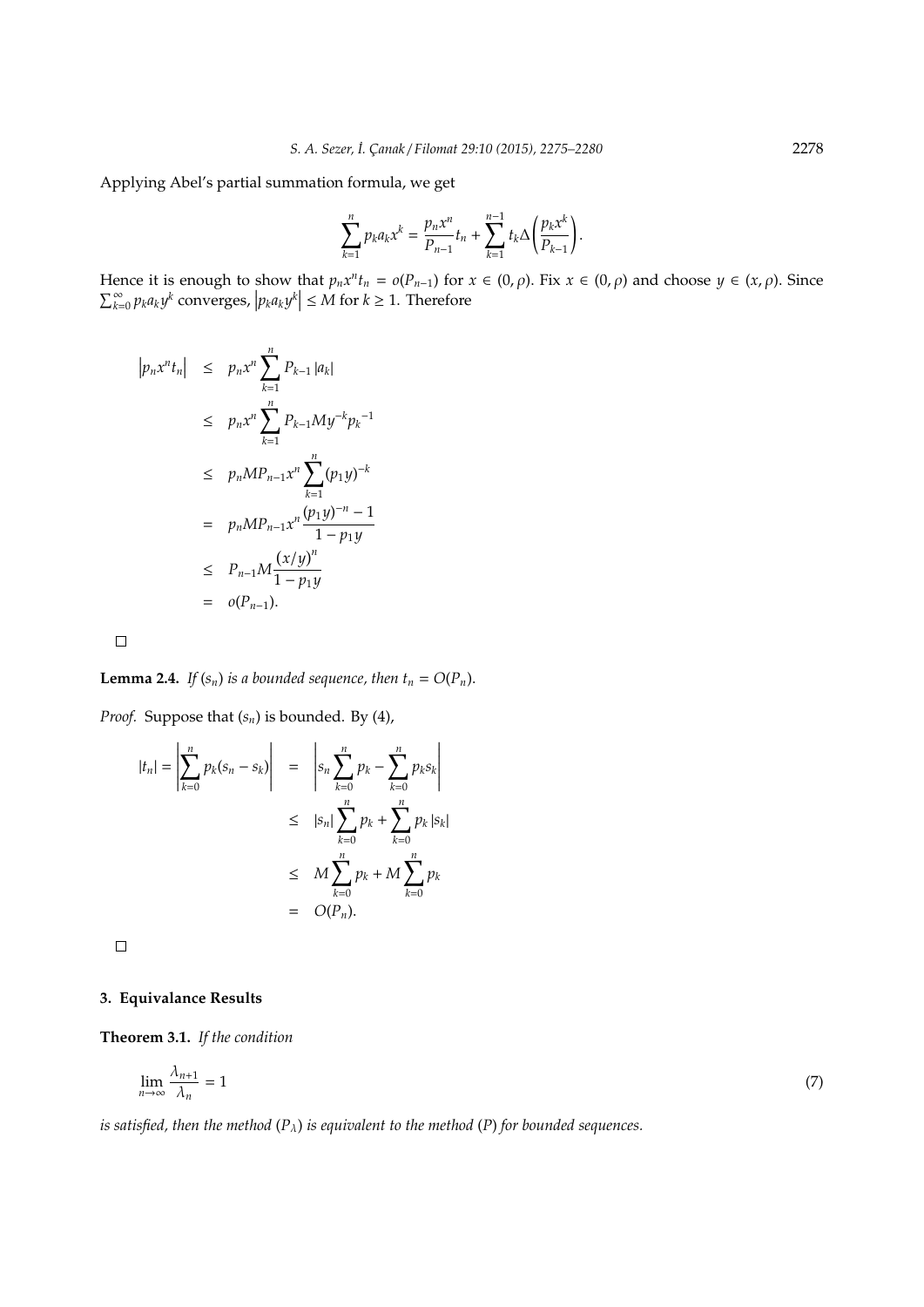Applying Abel's partial summation formula, we get

$$\sum_{k=1}^{n} p_k a_k x^k = \frac{p_n x^n}{P_{n-1}} t_n + \sum_{k=1}^{n-1} t_k \Delta\left(\frac{p_k x^k}{P_{k-1}}\right).$$

Hence it is enough to show that $p_n x^n t_n = o(P_{n-1})$ for $x \in (0, \rho)$. Fix $x \in (0, \rho)$ and choose $y \in (x, \rho)$. Since $\sum_{k=0}^{\infty} p_k a_k y^k$ converges, $\left|p_k a_k y^k\right| \leq M$ for $k \geq 1$. Therefore

$$\begin{aligned}
\left|p_n x^n t_n\right| &\leq p_n x^n \sum_{k=1}^{n} P_{k-1} |a_k| \\
&\leq p_n x^n \sum_{k=1}^{n} P_{k-1} M y^{-k} {p_k}^{-1} \\
&\leq p_n M P_{n-1} x^n \sum_{k=1}^{n} (p_1 y)^{-k} \\
&= p_n M P_{n-1} x^n \frac{(p_1 y)^{-n} - 1}{1 - p_1 y} \\
&\leq P_{n-1} M \frac{(x/y)^n}{1 - p_1 y} \\
&= o(P_{n-1}).
\end{aligned}$$

□

**Lemma 2.4.** *If $(s_n)$ is a bounded sequence, then $t_n = O(P_n)$.*

*Proof.* Suppose that $(s_n)$ is bounded. By (4),

$$\begin{aligned}
|t_n| = \left|\sum_{k=0}^{n} p_k (s_n - s_k)\right| &= \left|s_n \sum_{k=0}^{n} p_k - \sum_{k=0}^{n} p_k s_k\right| \\
&\leq |s_n| \sum_{k=0}^{n} p_k + \sum_{k=0}^{n} p_k |s_k| \\
&\leq M \sum_{k=0}^{n} p_k + M \sum_{k=0}^{n} p_k \\
&= O(P_n).
\end{aligned}$$

□

## 3. Equivalance Results

**Theorem 3.1.** *If the condition*

$$\lim_{n\to\infty} \frac{\lambda_{n+1}}{\lambda_n} = 1 \tag{7}$$

*is satisfied, then the method $(P_\lambda)$ is equivalent to the method $(P)$ for bounded sequences.*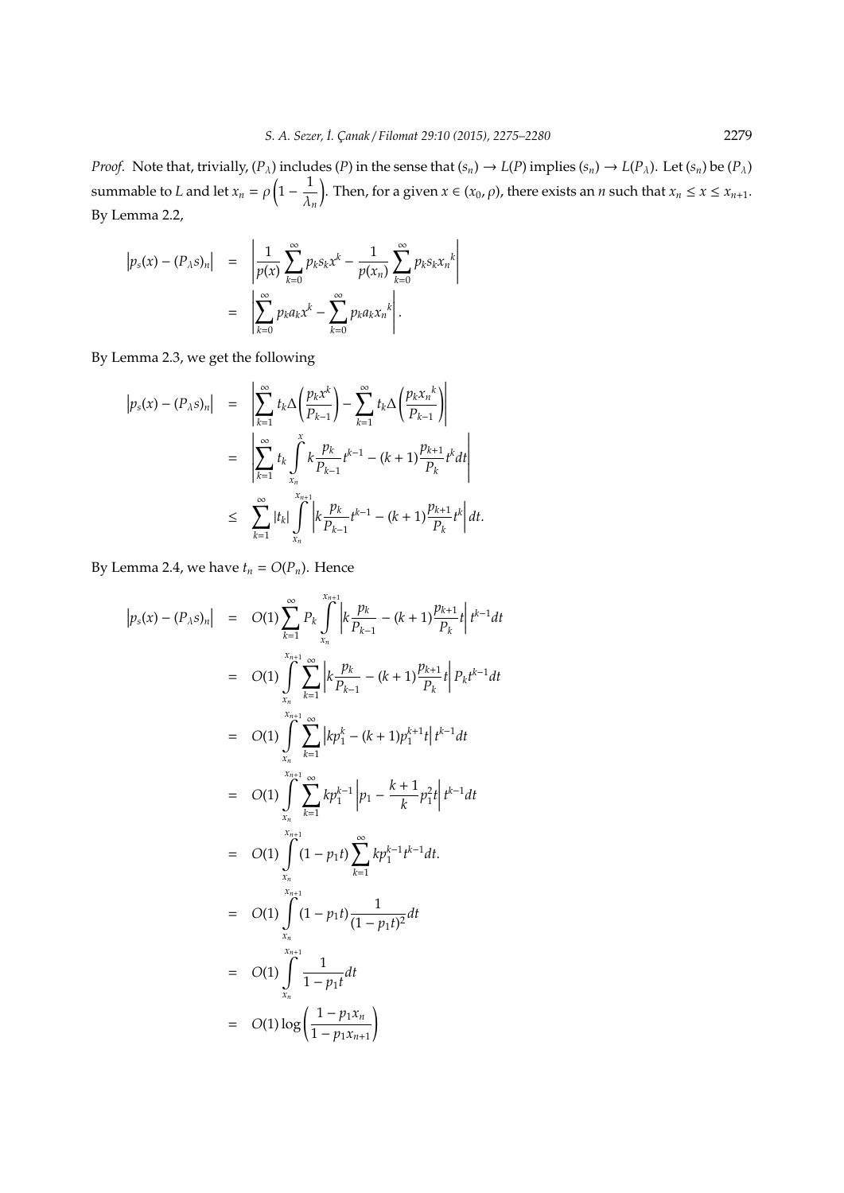*Proof.* Note that, trivially, $(P_\lambda)$ includes $(P)$ in the sense that $(s_n) \to L(P)$ implies $(s_n) \to L(P_\lambda)$. Let $(s_n)$ be $(P_\lambda)$ summable to $L$ and let $x_n = \rho\left(1 - \dfrac{1}{\lambda_n}\right)$. Then, for a given $x \in (x_0, \rho)$, there exists an $n$ such that $x_n \leq x \leq x_{n+1}$. By Lemma 2.2,

$$
\begin{aligned}
\left|p_s(x) - (P_\lambda s)_n\right| &= \left|\frac{1}{p(x)}\sum_{k=0}^{\infty} p_k s_k x^k - \frac{1}{p(x_n)}\sum_{k=0}^{\infty} p_k s_k {x_n}^k\right| \\
&= \left|\sum_{k=0}^{\infty} p_k a_k x^k - \sum_{k=0}^{\infty} p_k a_k {x_n}^k\right|.
\end{aligned}
$$

By Lemma 2.3, we get the following

$$
\begin{aligned}
\left|p_s(x) - (P_\lambda s)_n\right| &= \left|\sum_{k=1}^{\infty} t_k \Delta\left(\frac{p_k x^k}{P_{k-1}}\right) - \sum_{k=1}^{\infty} t_k \Delta\left(\frac{p_k {x_n}^k}{P_{k-1}}\right)\right| \\
&= \left|\sum_{k=1}^{\infty} t_k \int_{x_n}^{x} k\frac{p_k}{P_{k-1}}t^{k-1} - (k+1)\frac{p_{k+1}}{P_k}t^k dt\right| \\
&\leq \sum_{k=1}^{\infty} |t_k| \int_{x_n}^{x_{n+1}} \left|k\frac{p_k}{P_{k-1}}t^{k-1} - (k+1)\frac{p_{k+1}}{P_k}t^k\right| dt.
\end{aligned}
$$

By Lemma 2.4, we have $t_n = O(P_n)$. Hence

$$
\begin{aligned}
\left|p_s(x) - (P_\lambda s)_n\right| &= O(1)\sum_{k=1}^{\infty} P_k \int_{x_n}^{x_{n+1}} \left|k\frac{p_k}{P_{k-1}} - (k+1)\frac{p_{k+1}}{P_k}t\right| t^{k-1} dt \\
&= O(1)\int_{x_n}^{x_{n+1}} \sum_{k=1}^{\infty} \left|k\frac{p_k}{P_{k-1}} - (k+1)\frac{p_{k+1}}{P_k}t\right| P_k t^{k-1} dt \\
&= O(1)\int_{x_n}^{x_{n+1}} \sum_{k=1}^{\infty} \left|kp_1^k - (k+1)p_1^{k+1}t\right| t^{k-1} dt \\
&= O(1)\int_{x_n}^{x_{n+1}} \sum_{k=1}^{\infty} kp_1^{k-1}\left|p_1 - \frac{k+1}{k}p_1^2 t\right| t^{k-1} dt \\
&= O(1)\int_{x_n}^{x_{n+1}} (1 - p_1 t)\sum_{k=1}^{\infty} kp_1^{k-1}t^{k-1} dt. \\
&= O(1)\int_{x_n}^{x_{n+1}} (1 - p_1 t)\frac{1}{(1 - p_1 t)^2} dt \\
&= O(1)\int_{x_n}^{x_{n+1}} \frac{1}{1 - p_1 t} dt \\
&= O(1)\log\left(\frac{1 - p_1 x_n}{1 - p_1 x_{n+1}}\right)
\end{aligned}
$$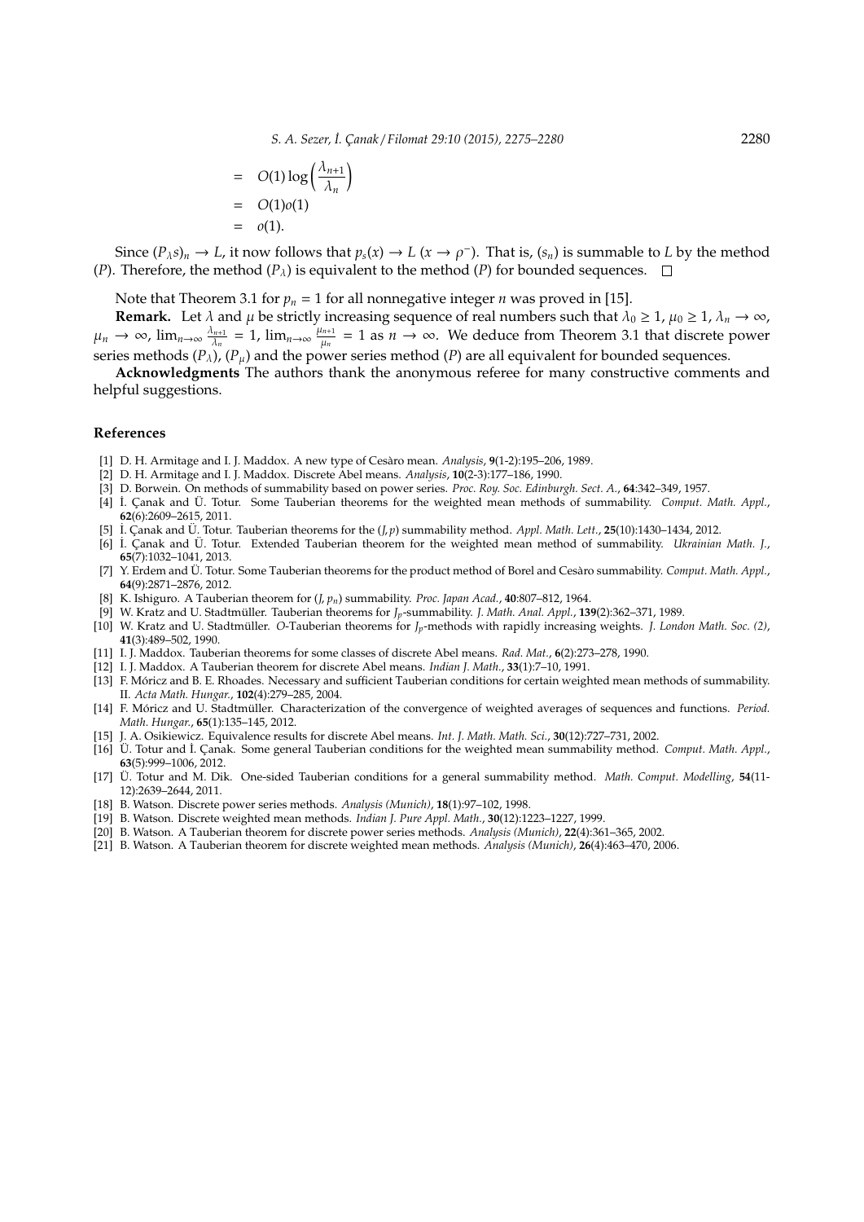$$
\begin{aligned}
&= O(1)\log\left(\frac{\lambda_{n+1}}{\lambda_n}\right) \\
&= O(1)o(1) \\
&= o(1).
\end{aligned}
$$

Since $(P_\lambda s)_n \to L$, it now follows that $p_s(x) \to L$ $(x \to \rho^-)$. That is, $(s_n)$ is summable to $L$ by the method $(P)$. Therefore, the method $(P_\lambda)$ is equivalent to the method $(P)$ for bounded sequences. $\square$

Note that Theorem 3.1 for $p_n = 1$ for all nonnegative integer $n$ was proved in [15].

**Remark.** Let $\lambda$ and $\mu$ be strictly increasing sequence of real numbers such that $\lambda_0 \geq 1$, $\mu_0 \geq 1$, $\lambda_n \to \infty$, $\mu_n \to \infty$, $\lim_{n\to\infty} \frac{\lambda_{n+1}}{\lambda_n} = 1$, $\lim_{n\to\infty} \frac{\mu_{n+1}}{\mu_n} = 1$ as $n \to \infty$. We deduce from Theorem 3.1 that discrete power series methods $(P_\lambda)$, $(P_\mu)$ and the power series method $(P)$ are all equivalent for bounded sequences.

**Acknowledgments** The authors thank the anonymous referee for many constructive comments and helpful suggestions.

## References

[1] D. H. Armitage and I. J. Maddox. A new type of Cesàro mean. *Analysis*, **9**(1-2):195–206, 1989.

[2] D. H. Armitage and I. J. Maddox. Discrete Abel means. *Analysis*, **10**(2-3):177–186, 1990.

[3] D. Borwein. On methods of summability based on power series. *Proc. Roy. Soc. Edinburgh. Sect. A.*, **64**:342–349, 1957.

[4] İ. Çanak and Ü. Totur. Some Tauberian theorems for the weighted mean methods of summability. *Comput. Math. Appl.*, **62**(6):2609–2615, 2011.

[5] İ. Çanak and Ü. Totur. Tauberian theorems for the $(J, p)$ summability method. *Appl. Math. Lett.*, **25**(10):1430–1434, 2012.

[6] İ. Çanak and Ü. Totur. Extended Tauberian theorem for the weighted mean method of summability. *Ukrainian Math. J.*, **65**(7):1032–1041, 2013.

[7] Y. Erdem and Ü. Totur. Some Tauberian theorems for the product method of Borel and Cesàro summability. *Comput. Math. Appl.*, **64**(9):2871–2876, 2012.

[8] K. Ishiguro. A Tauberian theorem for $(J, p_n)$ summability. *Proc. Japan Acad.*, **40**:807–812, 1964.

[9] W. Kratz and U. Stadtmüller. Tauberian theorems for $J_p$-summability. *J. Math. Anal. Appl.*, **139**(2):362–371, 1989.

[10] W. Kratz and U. Stadtmüller. $O$-Tauberian theorems for $J_p$-methods with rapidly increasing weights. *J. London Math. Soc. (2)*, **41**(3):489–502, 1990.

[11] I. J. Maddox. Tauberian theorems for some classes of discrete Abel means. *Rad. Mat.*, **6**(2):273–278, 1990.

[12] I. J. Maddox. A Tauberian theorem for discrete Abel means. *Indian J. Math.*, **33**(1):7–10, 1991.

[13] F. Móricz and B. E. Rhoades. Necessary and sufficient Tauberian conditions for certain weighted mean methods of summability. II. *Acta Math. Hungar.*, **102**(4):279–285, 2004.

[14] F. Móricz and U. Stadtmüller. Characterization of the convergence of weighted averages of sequences and functions. *Period. Math. Hungar.*, **65**(1):135–145, 2012.

[15] J. A. Osikiewicz. Equivalence results for discrete Abel means. *Int. J. Math. Math. Sci.*, **30**(12):727–731, 2002.

[16] Ü. Totur and İ. Çanak. Some general Tauberian conditions for the weighted mean summability method. *Comput. Math. Appl.*, **63**(5):999–1006, 2012.

[17] Ü. Totur and M. Dik. One-sided Tauberian conditions for a general summability method. *Math. Comput. Modelling*, **54**(11-12):2639–2644, 2011.

[18] B. Watson. Discrete power series methods. *Analysis (Munich)*, **18**(1):97–102, 1998.

[19] B. Watson. Discrete weighted mean methods. *Indian J. Pure Appl. Math.*, **30**(12):1223–1227, 1999.

[20] B. Watson. A Tauberian theorem for discrete power series methods. *Analysis (Munich)*, **22**(4):361–365, 2002.

[21] B. Watson. A Tauberian theorem for discrete weighted mean methods. *Analysis (Munich)*, **26**(4):463–470, 2006.